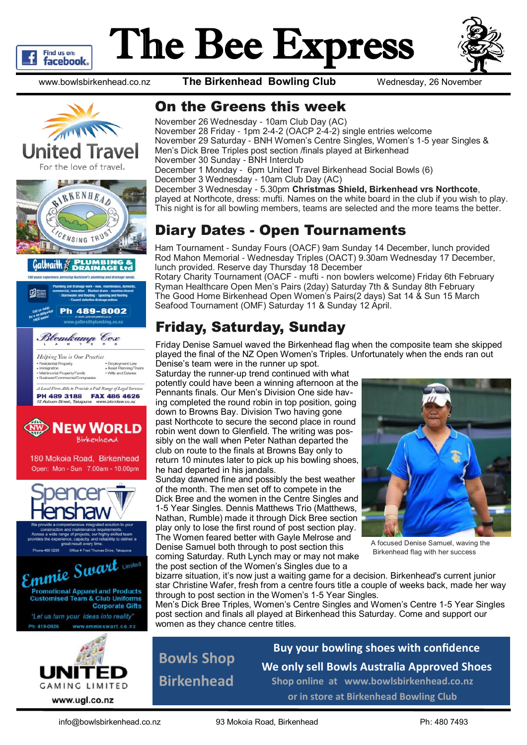# The Bee Express

www.bowlsbirkenhead.co.nz **The Birkenhead Bowling Club** Wednesday, 26 November

## On the Greens this week

November 26 Wednesday - 10am Club Day (AC)
November 28 Friday - 1pm 2-4-2 (OACP 2-4-2) single entries welcome
November 29 Saturday - BNH Women's Centre Singles, Women's 1-5 year Singles & Men's Dick Bree Triples post section /finals played at Birkenhead
November 30 Sunday - BNH Interclub
December 1 Monday - 6pm United Travel Birkenhead Social Bowls (6)
December 3 Wednesday - 10am Club Day (AC)
December 3 Wednesday - 5.30pm **Christmas Shield, Birkenhead vrs Northcote**, played at Northcote, dress: mufti. Names on the white board in the club if you wish to play. This night is for all bowling members, teams are selected and the more teams the better.

## Diary Dates - Open Tournaments

Ham Tournament - Sunday Fours (OACF) 9am Sunday 14 December, lunch provided
Rod Mahon Memorial - Wednesday Triples (OACT) 9.30am Wednesday 17 December, lunch provided. Reserve day Thursday 18 December
Rotary Charity Tournament (OACF - mufti - non bowlers welcome) Friday 6th February
Ryman Healthcare Open Men's Pairs (2day) Saturday 7th & Sunday 8th February
The Good Home Birkenhead Open Women's Pairs(2 days) Sat 14 & Sun 15 March
Seafood Tournament (OMF) Saturday 11 & Sunday 12 April.

## Friday, Saturday, Sunday

Friday Denise Samuel waved the Birkenhead flag when the composite team she skipped played the final of the NZ Open Women's Triples. Unfortunately when the ends ran out Denise's team were in the runner up spot.

Saturday the runner-up trend continued with what potentially could have been a winning afternoon at the Pennants finals. Our Men's Division One side having completed the round robin in top position, going down to Browns Bay. Division Two having gone past Northcote to secure the second place in round robin went down to Glenfield. The writing was possibly on the wall when Peter Nathan departed the club on route to the finals at Browns Bay only to return 10 minutes later to pick up his bowling shoes, he had departed in his jandals.

Sunday dawned fine and possibly the best weather of the month. The men set off to compete in the Dick Bree and the women in the Centre Singles and 1-5 Year Singles. Dennis Matthews Trio (Matthews, Nathan, Rumble) made it through Dick Bree section play only to lose the first round of post section play. The Women feared better with Gayle Melrose and Denise Samuel both through to post section this coming Saturday. Ruth Lynch may or may not make the post section of the Women's Singles due to a bizarre situation, it's now just a waiting game for a decision. Birkenhead's current junior star Christine Wafer, fresh from a centre fours title a couple of weeks back, made her way through to post section in the Women's 1-5 Year Singles.

Men's Dick Bree Triples, Women's Centre Singles and Women's Centre 1-5 Year Singles post section and finals all played at Birkenhead this Saturday. Come and support our women as they chance centre titles.

A focused Denise Samuel, waving the Birkenhead flag with her success

**Bowls Shop Birkenhead**

**Buy your bowling shoes with confidence**
**We only sell Bowls Australia Approved Shoes**
Shop online at www.bowlsbirkenhead.co.nz
or in store at Birkenhead Bowling Club

United Travel — For the love of travel.

Birkenhead Licensing Trust

Galbraith Plumbing & Drainage Ltd — 100 years experience servicing Auckland's plumbing and drainage needs. Plumbing and drainage work - new, maintenance, domestic, commercial, renovation · Blocked drains - machine cleared · Stormwater and flooding · Spouting and Roofing · Council defective drainage notices. Call us today for a no obligation FREE quote! Ph 489-8002 · www.galbraithplumbing.co.nz

Blomkamp Cox Lawyers — Helping You is Our Practice
- Residential Property
- Immigration
- Matrimonial Property/Family
- Business/Commercial/Companies
- Employment Law
- Asset Planning/Trusts
- Wills and Estates

A Local Firm Able to Provide a Full Range of Legal Services
PH 489 3188 FAX 486 4626
12 Auburn Street, Takapuna www.blomlaw.co.nz

New World Birkenhead — 180 Mokoia Road, Birkenhead. Open: Mon - Sun 7.00am - 10.00pm

Spencer Henshaw — We provide a comprehensive integrated solution to your construction and maintenance requirements. Across a wide range of projects, our highly skilled team provides the experience, capacity, and reliability to deliver a great result every time. Phone 486 0288 Office 4 Fred Thomas Drive, Takapuna

Emmie Swart Limited — Promotional Apparel and Products, Customised Team & Club Uniforms, Corporate Gifts. "Let us turn your ideas into reality" Ph: 419-0926 www.emmieswart.co.nz

United Gaming Limited — www.ugl.co.nz

info@bowlsbirkenhead.co.nz 93 Mokoia Road, Birkenhead Ph: 480 7493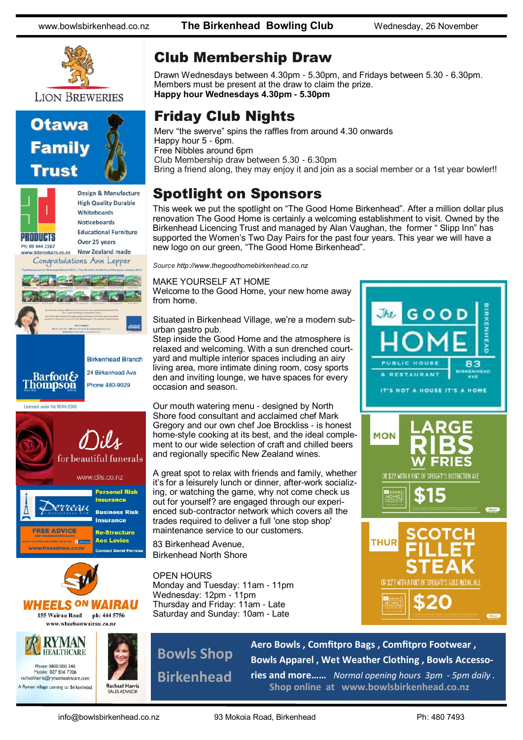## Club Membership Draw

Drawn Wednesdays between 4.30pm - 5.30pm, and Fridays between 5.30 - 6.30pm. Members must be present at the draw to claim the prize.
**Happy hour Wednesdays 4.30pm - 5.30pm**

## Friday Club Nights

Merv "the swerve" spins the raffles from around 4.30 onwards
Happy hour 5 - 6pm.
Free Nibbles around 6pm
Club Membership draw between 5.30 - 6.30pm
Bring a friend along, they may enjoy it and join as a social member or a 1st year bowler!!

## Spotlight on Sponsors

This week we put the spotlight on "The Good Home Birkenhead". After a million dollar plus renovation The Good Home is certainly a welcoming establishment to visit. Owned by the Birkenhead Licencing Trust and managed by Alan Vaughan, the former " Slipp Inn" has supported the Women's Two Day Pairs for the past four years. This year we will have a new logo on our green, "The Good Home Birkenhead".

*Source http://www.thegoodhomebirkenhead.co.nz*

MAKE YOURSELF AT HOME
Welcome to the Good Home, your new home away from home.

Situated in Birkenhead Village, we're a modern suburban gastro pub.
Step inside the Good Home and the atmosphere is relaxed and welcoming. With a sun drenched courtyard and multiple interior spaces including an airy living area, more intimate dining room, cosy sports den and inviting lounge, we have spaces for every occasion and season.

Our mouth watering menu - designed by North Shore food consultant and acclaimed chef Mark Gregory and our own chef Joe Brockliss - is honest home-style cooking at its best, and the ideal complement to our wide selection of craft and chilled beers and regionally specific New Zealand wines.

A great spot to relax with friends and family, whether it's for a leisurely lunch or dinner, after-work socializing, or watching the game, why not come check us out for yourself? are engaged through our experienced sub-contractor network which covers all the trades required to deliver a full 'one stop shop' maintenance service to our customers.

83 Birkenhead Avenue,
Birkenhead North Shore

OPEN HOURS
Monday and Tuesday: 11am - 11pm
Wednesday: 12pm - 11pm
Thursday and Friday: 11am - Late
Saturday and Sunday: 10am - Late

The Good Home Birkenhead — Public House & Restaurant — 83 Birkenhead Ave — It's not a house it's a home

MON — LARGE RIBS W FRIES — $15 — OR $22 WITH A PINT OF SPEIGHT'S DISTINCTION ALE

THUR — SCOTCH FILLET STEAK — $20 — OR $27 WITH A PINT OF SPEIGHT'S GOLD MEDAL ALE

Lion Breweries

Otawa Family Trust

3D Products — Design & Manufacture, High Quality Durable, Whiteboards, Noticeboards, Educational Furniture, Over 25 years, New Zealand made — Ph: 09 444 1567 — www.3dproducts.co.nz

Congratulations Ann Lepper

Barfoot & Thompson — Birkenhead Branch — 24 Birkenhead Ave — Phone 480-9029 — Licensed under the REAA 2008

Dils for beautiful funerals — www.dils.co.nz

Perreau Associates Ltd — Personal Risk Insurance — Business Risk Insurance — Re-Structure Acc Levies — FREE ADVICE — www.freeadvice.co.nz — Contact David Perreau

WHEELS ON WAIRAU — 155 Wairau Road — ph: 444 5756 — www.wheelsonwairau.co.nz

Ryman Healthcare — Phone: 0800 000 240 — Mobile: 027 836 7706 — rachaelharris@rymanhealthcare.com — A Ryman village coming to Birkenhead. — Rachael Harris, SALES ADVISOR

**Bowls Shop Birkenhead**

**Aero Bowls , Comfitpro Bags , Comfitpro Footwear , Bowls Apparel , Wet Weather Clothing , Bowls Accessories and more……** *Normal opening hours 3pm - 5pm daily .*
**Shop online at www.bowlsbirkenhead.co.nz**